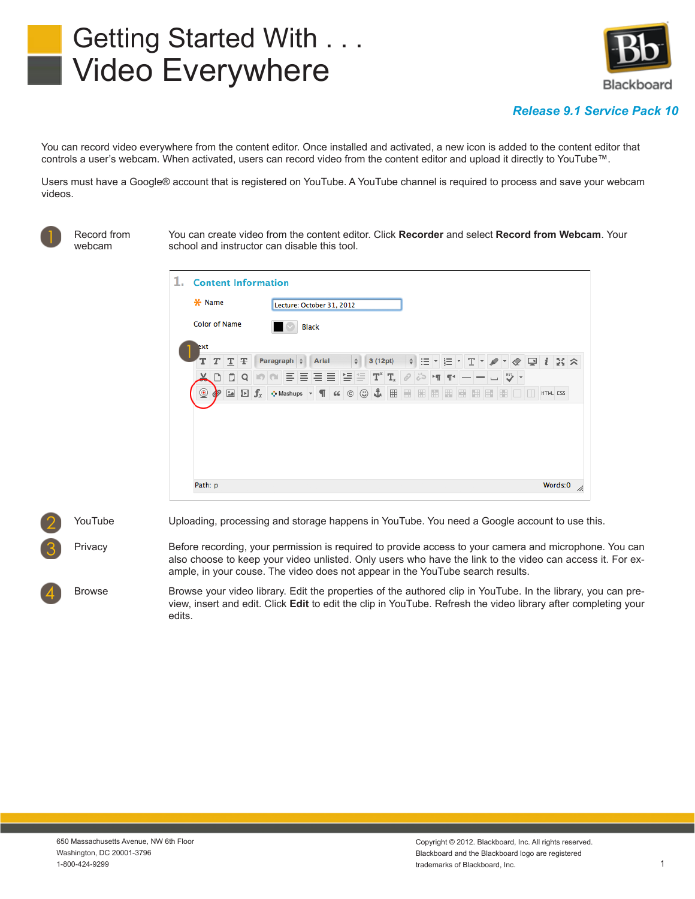# Getting Started With . . . Video Everywhere

**Release 9.1 Service Pack 10**

You can record video everywhere from the content editor. Once installed and activated, a new icon is added to the content editor that controls a user's webcam. When activated, users can record video from the content editor and upload it directly to YouTube™.

Users must have a Google® account that is registered on YouTube. A YouTube channel is required to process and save your webcam videos.

1. **Record from webcam** — You can create video from the content editor. Click **Recorder** and select **Record from Webcam**. Your school and instructor can disable this tool.

2. **YouTube** — Uploading, processing and storage happens in YouTube. You need a Google account to use this.

3. **Privacy** — Before recording, your permission is required to provide access to your camera and microphone. You can also choose to keep your video unlisted. Only users who have the link to the video can access it. For example, in your couse. The video does not appear in the YouTube search results.

4. **Browse** — Browse your video library. Edit the properties of the authored clip in YouTube. In the library, you can preview, insert and edit. Click **Edit** to edit the clip in YouTube. Refresh the video library after completing your edits.

650 Massachusetts Avenue, NW 6th Floor
Washington, DC 20001-3796
1-800-424-9299

Copyright © 2012. Blackboard, Inc. All rights reserved.
Blackboard and the Blackboard logo are registered trademarks of Blackboard, Inc.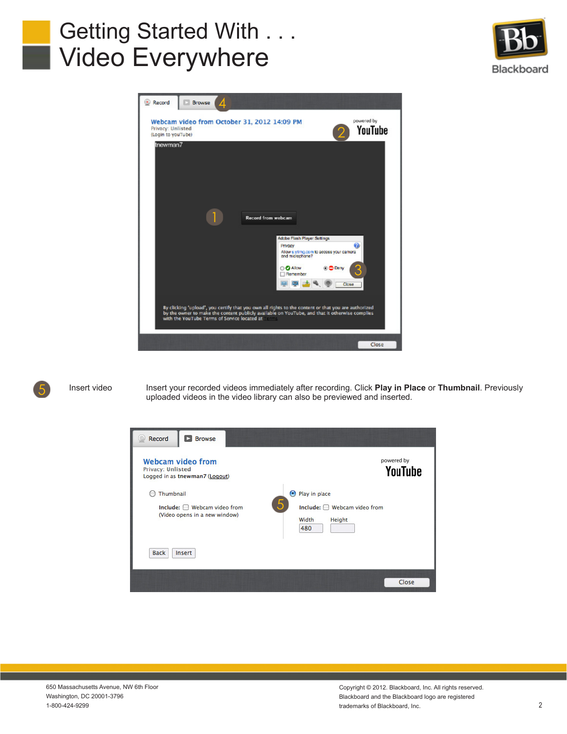# Getting Started With . . . Video Everywhere

| | | |
|---|---|---|
| 5 | Insert video | Insert your recorded videos immediately after recording. Click **Play in Place** or **Thumbnail**. Previously uploaded videos in the video library can also be previewed and inserted. |

650 Massachusetts Avenue, NW 6th Floor
Washington, DC 20001-3796
1-800-424-9299

Copyright © 2012. Blackboard, Inc. All rights reserved.
Blackboard and the Blackboard logo are registered trademarks of Blackboard, Inc.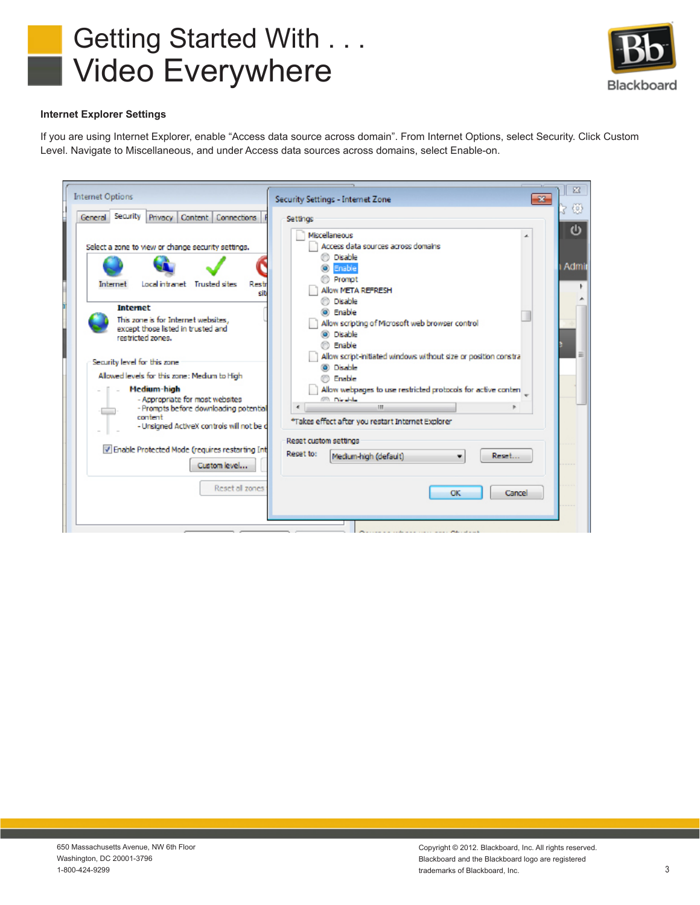# Getting Started With . . . Video Everywhere

**Internet Explorer Settings**

If you are using Internet Explorer, enable “Access data source across domain”. From Internet Options, select Security. Click Custom Level. Navigate to Miscellaneous, and under Access data sources across domains, select Enable-on.

650 Massachusetts Avenue, NW 6th Floor
Washington, DC 20001-3796
1-800-424-9299

Copyright © 2012. Blackboard, Inc. All rights reserved.
Blackboard and the Blackboard logo are registered trademarks of Blackboard, Inc.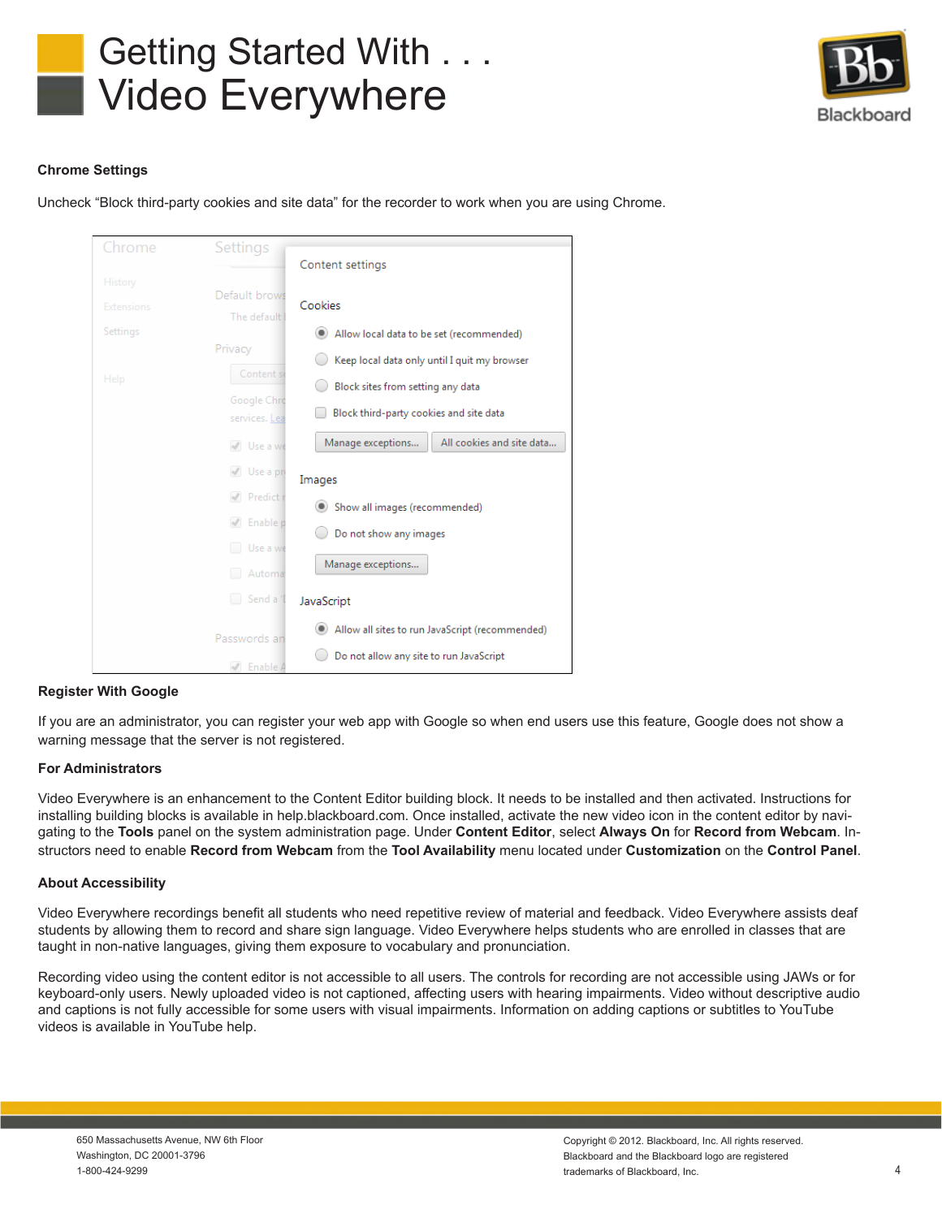# Getting Started With . . .
# Video Everywhere

### Chrome Settings

Uncheck “Block third-party cookies and site data” for the recorder to work when you are using Chrome.

### Register With Google

If you are an administrator, you can register your web app with Google so when end users use this feature, Google does not show a warning message that the server is not registered.

### For Administrators

Video Everywhere is an enhancement to the Content Editor building block. It needs to be installed and then activated. Instructions for installing building blocks is available in help.blackboard.com. Once installed, activate the new video icon in the content editor by navigating to the **Tools** panel on the system administration page. Under **Content Editor**, select **Always On** for **Record from Webcam**. Instructors need to enable **Record from Webcam** from the **Tool Availability** menu located under **Customization** on the **Control Panel**.

### About Accessibility

Video Everywhere recordings benefit all students who need repetitive review of material and feedback. Video Everywhere assists deaf students by allowing them to record and share sign language. Video Everywhere helps students who are enrolled in classes that are taught in non-native languages, giving them exposure to vocabulary and pronunciation.

Recording video using the content editor is not accessible to all users. The controls for recording are not accessible using JAWs or for keyboard-only users. Newly uploaded video is not captioned, affecting users with hearing impairments. Video without descriptive audio and captions is not fully accessible for some users with visual impairments. Information on adding captions or subtitles to YouTube videos is available in YouTube help.

650 Massachusetts Avenue, NW 6th Floor
Washington, DC 20001-3796
1-800-424-9299

Copyright © 2012. Blackboard, Inc. All rights reserved.
Blackboard and the Blackboard logo are registered trademarks of Blackboard, Inc.